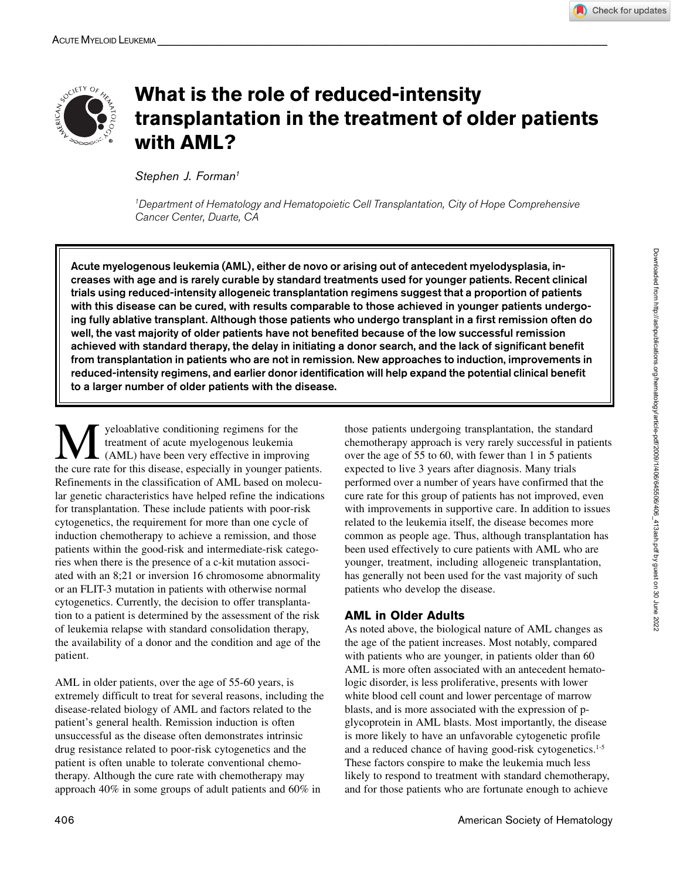# What is the role of reduced-intensity transplantation in the treatment of older patients with AML?

*Stephen J. Forman*[1]

[1]*Department of Hematology and Hematopoietic Cell Transplantation, City of Hope Comprehensive Cancer Center, Duarte, CA*

**Acute myelogenous leukemia (AML), either de novo or arising out of antecedent myelodysplasia, increases with age and is rarely curable by standard treatments used for younger patients. Recent clinical trials using reduced-intensity allogeneic transplantation regimens suggest that a proportion of patients with this disease can be cured, with results comparable to those achieved in younger patients undergoing fully ablative transplant. Although those patients who undergo transplant in a first remission often do well, the vast majority of older patients have not benefited because of the low successful remission achieved with standard therapy, the delay in initiating a donor search, and the lack of significant benefit from transplantation in patients who are not in remission. New approaches to induction, improvements in reduced-intensity regimens, and earlier donor identification will help expand the potential clinical benefit to a larger number of older patients with the disease.**

Myeloablative conditioning regimens for the treatment of acute myelogenous leukemia (AML) have been very effective in improving the cure rate for this disease, especially in younger patients. Refinements in the classification of AML based on molecular genetic characteristics have helped refine the indications for transplantation. These include patients with poor-risk cytogenetics, the requirement for more than one cycle of induction chemotherapy to achieve a remission, and those patients within the good-risk and intermediate-risk categories when there is the presence of a c-kit mutation associated with an 8;21 or inversion 16 chromosome abnormality or an FLIT-3 mutation in patients with otherwise normal cytogenetics. Currently, the decision to offer transplantation to a patient is determined by the assessment of the risk of leukemia relapse with standard consolidation therapy, the availability of a donor and the condition and age of the patient.

AML in older patients, over the age of 55-60 years, is extremely difficult to treat for several reasons, including the disease-related biology of AML and factors related to the patient's general health. Remission induction is often unsuccessful as the disease often demonstrates intrinsic drug resistance related to poor-risk cytogenetics and the patient is often unable to tolerate conventional chemotherapy. Although the cure rate with chemotherapy may approach 40% in some groups of adult patients and 60% in those patients undergoing transplantation, the standard chemotherapy approach is very rarely successful in patients over the age of 55 to 60, with fewer than 1 in 5 patients expected to live 3 years after diagnosis. Many trials performed over a number of years have confirmed that the cure rate for this group of patients has not improved, even with improvements in supportive care. In addition to issues related to the leukemia itself, the disease becomes more common as people age. Thus, although transplantation has been used effectively to cure patients with AML who are younger, treatment, including allogeneic transplantation, has generally not been used for the vast majority of such patients who develop the disease.

## AML in Older Adults

As noted above, the biological nature of AML changes as the age of the patient increases. Most notably, compared with patients who are younger, in patients older than 60 AML is more often associated with an antecedent hematologic disorder, is less proliferative, presents with lower white blood cell count and lower percentage of marrow blasts, and is more associated with the expression of p-glycoprotein in AML blasts. Most importantly, the disease is more likely to have an unfavorable cytogenetic profile and a reduced chance of having good-risk cytogenetics.[1-5] These factors conspire to make the leukemia much less likely to respond to treatment with standard chemotherapy, and for those patients who are fortunate enough to achieve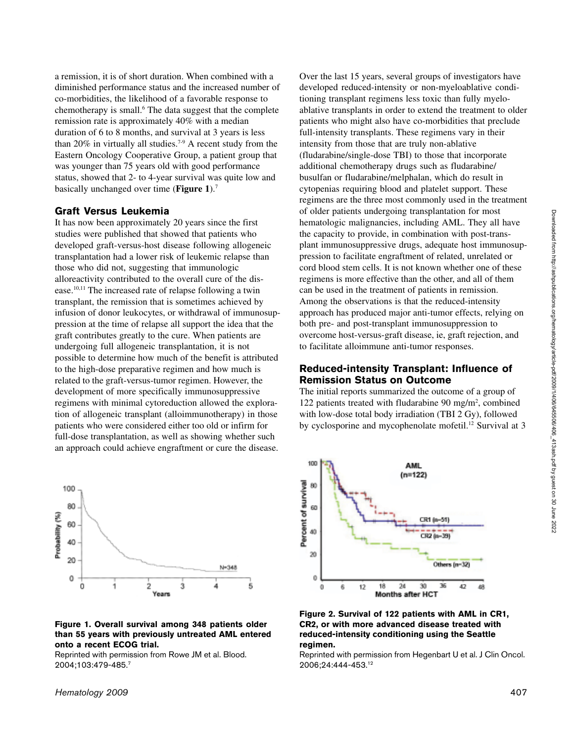a remission, it is of short duration. When combined with a diminished performance status and the increased number of co-morbidities, the likelihood of a favorable response to chemotherapy is small.[6] The data suggest that the complete remission rate is approximately 40% with a median duration of 6 to 8 months, and survival at 3 years is less than 20% in virtually all studies.[7-9] A recent study from the Eastern Oncology Cooperative Group, a patient group that was younger than 75 years old with good performance status, showed that 2- to 4-year survival was quite low and basically unchanged over time (**Figure 1**).[7]

## Graft Versus Leukemia

It has now been approximately 20 years since the first studies were published that showed that patients who developed graft-versus-host disease following allogeneic transplantation had a lower risk of leukemic relapse than those who did not, suggesting that immunologic alloreactivity contributed to the overall cure of the disease.[10,11] The increased rate of relapse following a twin transplant, the remission that is sometimes achieved by infusion of donor leukocytes, or withdrawal of immunosuppression at the time of relapse all support the idea that the graft contributes greatly to the cure. When patients are undergoing full allogeneic transplantation, it is not possible to determine how much of the benefit is attributed to the high-dose preparative regimen and how much is related to the graft-versus-tumor regimen. However, the development of more specifically immunosuppressive regimens with minimal cytoreduction allowed the exploration of allogeneic transplant (alloimmunotherapy) in those patients who were considered either too old or infirm for full-dose transplantation, as well as showing whether such an approach could achieve engraftment or cure the disease.

Probability (%)

100

80

60

40

20

0

0 1 2 3 4 5

Years

N=348

**Figure 1. Overall survival among 348 patients older than 55 years with previously untreated AML entered onto a recent ECOG trial.**

Reprinted with permission from Rowe JM et al. Blood. 2004;103:479-485.[7]

Over the last 15 years, several groups of investigators have developed reduced-intensity or non-myeloablative conditioning transplant regimens less toxic than fully myeloablative transplants in order to extend the treatment to older patients who might also have co-morbidities that preclude full-intensity transplants. These regimens vary in their intensity from those that are truly non-ablative (fludarabine/single-dose TBI) to those that incorporate additional chemotherapy drugs such as fludarabine/busulfan or fludarabine/melphalan, which do result in cytopenias requiring blood and platelet support. These regimens are the three most commonly used in the treatment of older patients undergoing transplantation for most hematologic malignancies, including AML. They all have the capacity to provide, in combination with post-transplant immunosuppressive drugs, adequate host immunosuppression to facilitate engraftment of related, unrelated or cord blood stem cells. It is not known whether one of these regimens is more effective than the other, and all of them can be used in the treatment of patients in remission. Among the observations is that the reduced-intensity approach has produced major anti-tumor effects, relying on both pre- and post-transplant immunosuppression to overcome host-versus-graft disease, ie, graft rejection, and to facilitate alloimmune anti-tumor responses.

## Reduced-intensity Transplant: Influence of Remission Status on Outcome

The initial reports summarized the outcome of a group of 122 patients treated with fludarabine 90 mg/m$^2$, combined with low-dose total body irradiation (TBI 2 Gy), followed by cyclosporine and mycophenolate mofetil.[12] Survival at 3

Percent of survival

100

80

60

40

20

0

0 6 12 18 24 30 36 42 48

Months after HCT

AML (n=122)

CR1 (n=51)

CR2 (n=39)

Others (n=32)

**Figure 2. Survival of 122 patients with AML in CR1, CR2, or with more advanced disease treated with reduced-intensity conditioning using the Seattle regimen.**

Reprinted with permission from Hegenbart U et al. J Clin Oncol. 2006;24:444-453.[12]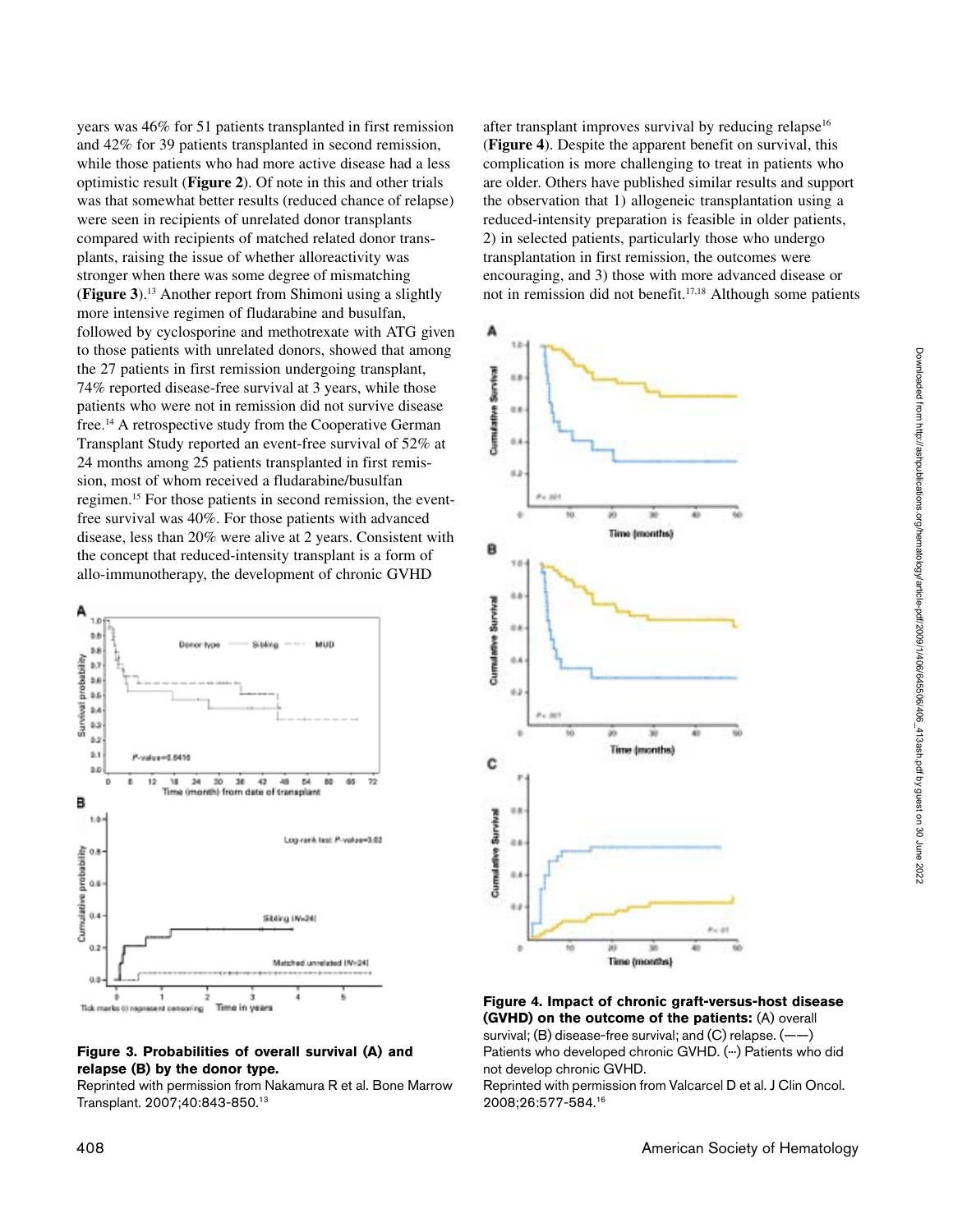years was 46% for 51 patients transplanted in first remission and 42% for 39 patients transplanted in second remission, while those patients who had more active disease had a less optimistic result (**Figure 2**). Of note in this and other trials was that somewhat better results (reduced chance of relapse) were seen in recipients of unrelated donor transplants compared with recipients of matched related donor transplants, raising the issue of whether alloreactivity was stronger when there was some degree of mismatching (**Figure 3**).[13] Another report from Shimoni using a slightly more intensive regimen of fludarabine and busulfan, followed by cyclosporine and methotrexate with ATG given to those patients with unrelated donors, showed that among the 27 patients in first remission undergoing transplant, 74% reported disease-free survival at 3 years, while those patients who were not in remission did not survive disease free.[14] A retrospective study from the Cooperative German Transplant Study reported an event-free survival of 52% at 24 months among 25 patients transplanted in first remission, most of whom received a fludarabine/busulfan regimen.[15] For those patients in second remission, the event-free survival was 40%. For those patients with advanced disease, less than 20% were alive at 2 years. Consistent with the concept that reduced-intensity transplant is a form of allo-immunotherapy, the development of chronic GVHD after transplant improves survival by reducing relapse[16] (**Figure 4**). Despite the apparent benefit on survival, this complication is more challenging to treat in patients who are older. Others have published similar results and support the observation that 1) allogeneic transplantation using a reduced-intensity preparation is feasible in older patients, 2) in selected patients, particularly those who undergo transplantation in first remission, the outcomes were encouraging, and 3) those with more advanced disease or not in remission did not benefit.[17,18] Although some patients

**Figure 3. Probabilities of overall survival (A) and relapse (B) by the donor type.**
Reprinted with permission from Nakamura R et al. Bone Marrow Transplant. 2007;40:843-850.[13]

**Figure 4. Impact of chronic graft-versus-host disease (GVHD) on the outcome of the patients:** (A) overall survival; (B) disease-free survival; and (C) relapse. (——) Patients who developed chronic GVHD. (···) Patients who did not develop chronic GVHD.
Reprinted with permission from Valcarcel D et al. J Clin Oncol. 2008;26:577-584.[16]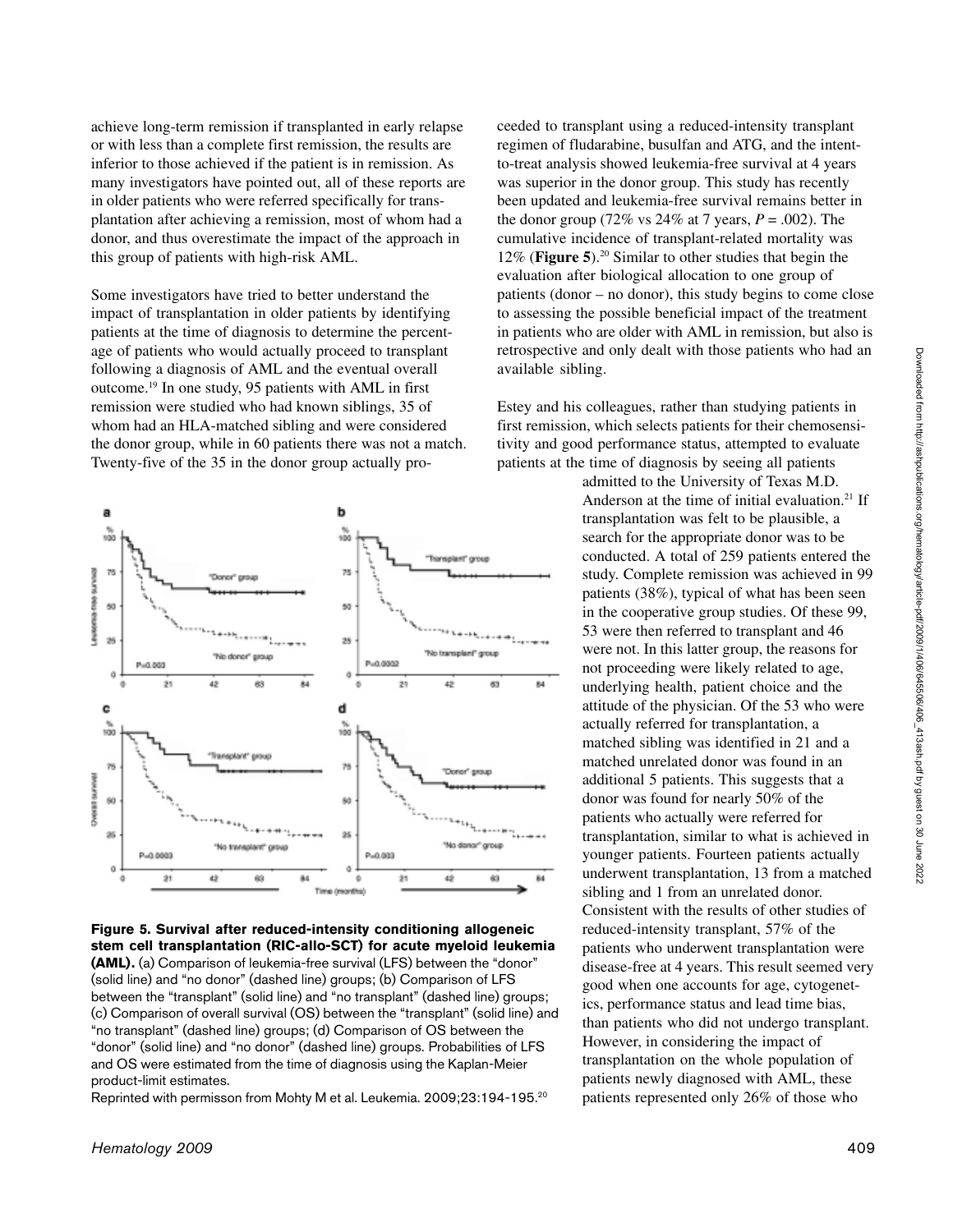achieve long-term remission if transplanted in early relapse or with less than a complete first remission, the results are inferior to those achieved if the patient is in remission. As many investigators have pointed out, all of these reports are in older patients who were referred specifically for transplantation after achieving a remission, most of whom had a donor, and thus overestimate the impact of the approach in this group of patients with high-risk AML.

Some investigators have tried to better understand the impact of transplantation in older patients by identifying patients at the time of diagnosis to determine the percentage of patients who would actually proceed to transplant following a diagnosis of AML and the eventual overall outcome.[19] In one study, 95 patients with AML in first remission were studied who had known siblings, 35 of whom had an HLA-matched sibling and were considered the donor group, while in 60 patients there was not a match. Twenty-five of the 35 in the donor group actually proceeded to transplant using a reduced-intensity transplant regimen of fludarabine, busulfan and ATG, and the intent-to-treat analysis showed leukemia-free survival at 4 years was superior in the donor group. This study has recently been updated and leukemia-free survival remains better in the donor group (72% vs 24% at 7 years, $P = .002$). The cumulative incidence of transplant-related mortality was 12% (**Figure 5**).[20] Similar to other studies that begin the evaluation after biological allocation to one group of patients (donor – no donor), this study begins to come close to assessing the possible beneficial impact of the treatment in patients who are older with AML in remission, but also is retrospective and only dealt with those patients who had an available sibling.

**Figure 5. Survival after reduced-intensity conditioning allogeneic stem cell transplantation (RIC-allo-SCT) for acute myeloid leukemia (AML).** (a) Comparison of leukemia-free survival (LFS) between the "donor" (solid line) and "no donor" (dashed line) groups; (b) Comparison of LFS between the "transplant" (solid line) and "no transplant" (dashed line) groups; (c) Comparison of overall survival (OS) between the "transplant" (solid line) and "no transplant" (dashed line) groups; (d) Comparison of OS between the "donor" (solid line) and "no donor" (dashed line) groups. Probabilities of LFS and OS were estimated from the time of diagnosis using the Kaplan-Meier product-limit estimates.

Reprinted with permisson from Mohty M et al. Leukemia. 2009;23:194-195.[20]

Estey and his colleagues, rather than studying patients in first remission, which selects patients for their chemosensitivity and good performance status, attempted to evaluate patients at the time of diagnosis by seeing all patients admitted to the University of Texas M.D. Anderson at the time of initial evaluation.[21] If transplantation was felt to be plausible, a search for the appropriate donor was to be conducted. A total of 259 patients entered the study. Complete remission was achieved in 99 patients (38%), typical of what has been seen in the cooperative group studies. Of these 99, 53 were then referred to transplant and 46 were not. In this latter group, the reasons for not proceeding were likely related to age, underlying health, patient choice and the attitude of the physician. Of the 53 who were actually referred for transplantation, a matched sibling was identified in 21 and a matched unrelated donor was found in an additional 5 patients. This suggests that a donor was found for nearly 50% of the patients who actually were referred for transplantation, similar to what is achieved in younger patients. Fourteen patients actually underwent transplantation, 13 from a matched sibling and 1 from an unrelated donor. Consistent with the results of other studies of reduced-intensity transplant, 57% of the patients who underwent transplantation were disease-free at 4 years. This result seemed very good when one accounts for age, cytogenetics, performance status and lead time bias, than patients who did not undergo transplant. However, in considering the impact of transplantation on the whole population of patients newly diagnosed with AML, these patients represented only 26% of those who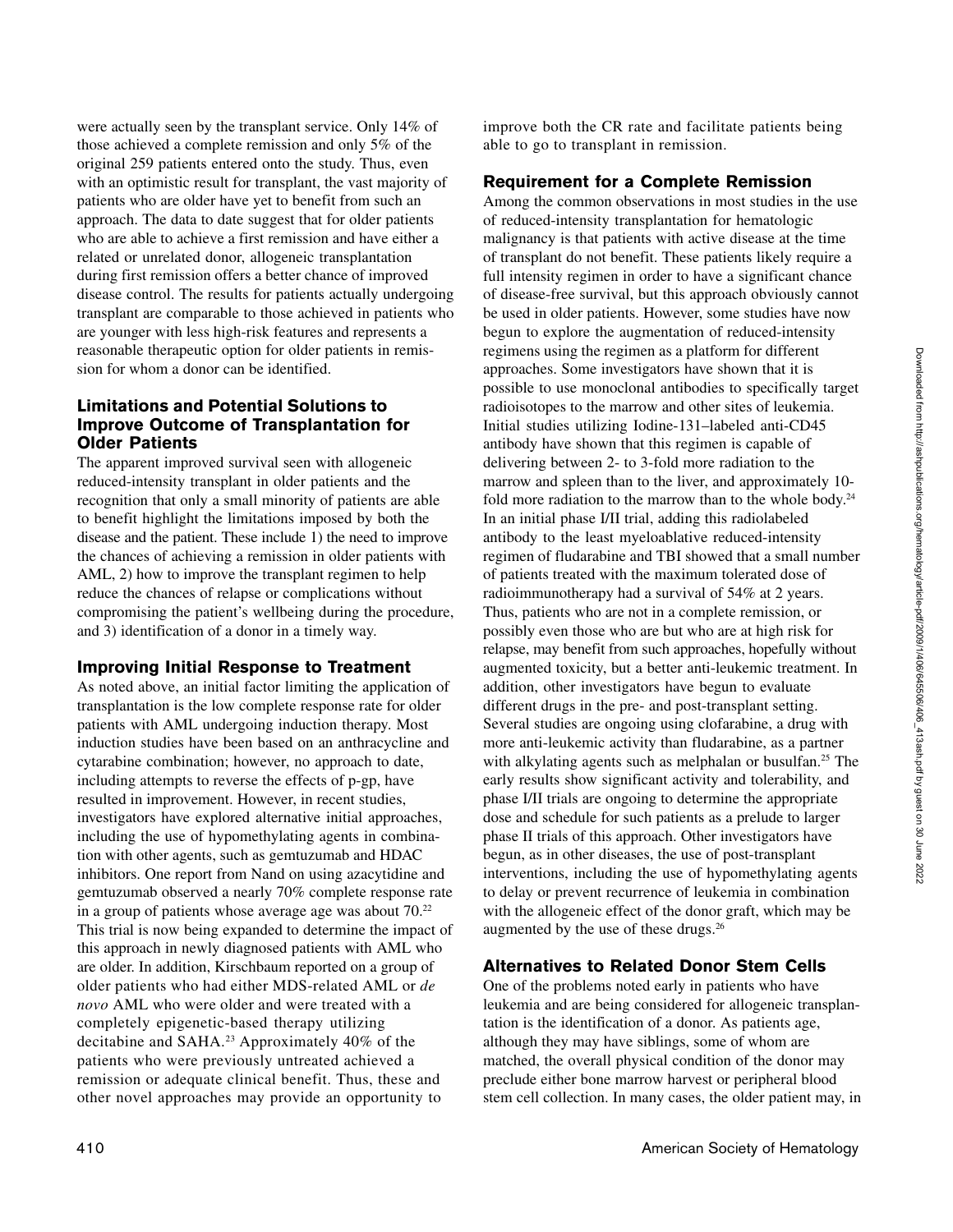were actually seen by the transplant service. Only 14% of those achieved a complete remission and only 5% of the original 259 patients entered onto the study. Thus, even with an optimistic result for transplant, the vast majority of patients who are older have yet to benefit from such an approach. The data to date suggest that for older patients who are able to achieve a first remission and have either a related or unrelated donor, allogeneic transplantation during first remission offers a better chance of improved disease control. The results for patients actually undergoing transplant are comparable to those achieved in patients who are younger with less high-risk features and represents a reasonable therapeutic option for older patients in remission for whom a donor can be identified.

## Limitations and Potential Solutions to Improve Outcome of Transplantation for Older Patients

The apparent improved survival seen with allogeneic reduced-intensity transplant in older patients and the recognition that only a small minority of patients are able to benefit highlight the limitations imposed by both the disease and the patient. These include 1) the need to improve the chances of achieving a remission in older patients with AML, 2) how to improve the transplant regimen to help reduce the chances of relapse or complications without compromising the patient's wellbeing during the procedure, and 3) identification of a donor in a timely way.

## Improving Initial Response to Treatment

As noted above, an initial factor limiting the application of transplantation is the low complete response rate for older patients with AML undergoing induction therapy. Most induction studies have been based on an anthracycline and cytarabine combination; however, no approach to date, including attempts to reverse the effects of p-gp, have resulted in improvement. However, in recent studies, investigators have explored alternative initial approaches, including the use of hypomethylating agents in combination with other agents, such as gemtuzumab and HDAC inhibitors. One report from Nand on using azacytidine and gemtuzumab observed a nearly 70% complete response rate in a group of patients whose average age was about 70.[22] This trial is now being expanded to determine the impact of this approach in newly diagnosed patients with AML who are older. In addition, Kirschbaum reported on a group of older patients who had either MDS-related AML or *de novo* AML who were older and were treated with a completely epigenetic-based therapy utilizing decitabine and SAHA.[23] Approximately 40% of the patients who were previously untreated achieved a remission or adequate clinical benefit. Thus, these and other novel approaches may provide an opportunity to improve both the CR rate and facilitate patients being able to go to transplant in remission.

## Requirement for a Complete Remission

Among the common observations in most studies in the use of reduced-intensity transplantation for hematologic malignancy is that patients with active disease at the time of transplant do not benefit. These patients likely require a full intensity regimen in order to have a significant chance of disease-free survival, but this approach obviously cannot be used in older patients. However, some studies have now begun to explore the augmentation of reduced-intensity regimens using the regimen as a platform for different approaches. Some investigators have shown that it is possible to use monoclonal antibodies to specifically target radioisotopes to the marrow and other sites of leukemia. Initial studies utilizing Iodine-131–labeled anti-CD45 antibody have shown that this regimen is capable of delivering between 2- to 3-fold more radiation to the marrow and spleen than to the liver, and approximately 10-fold more radiation to the marrow than to the whole body.[24] In an initial phase I/II trial, adding this radiolabeled antibody to the least myeloablative reduced-intensity regimen of fludarabine and TBI showed that a small number of patients treated with the maximum tolerated dose of radioimmunotherapy had a survival of 54% at 2 years. Thus, patients who are not in a complete remission, or possibly even those who are but who are at high risk for relapse, may benefit from such approaches, hopefully without augmented toxicity, but a better anti-leukemic treatment. In addition, other investigators have begun to evaluate different drugs in the pre- and post-transplant setting. Several studies are ongoing using clofarabine, a drug with more anti-leukemic activity than fludarabine, as a partner with alkylating agents such as melphalan or busulfan.[25] The early results show significant activity and tolerability, and phase I/II trials are ongoing to determine the appropriate dose and schedule for such patients as a prelude to larger phase II trials of this approach. Other investigators have begun, as in other diseases, the use of post-transplant interventions, including the use of hypomethylating agents to delay or prevent recurrence of leukemia in combination with the allogeneic effect of the donor graft, which may be augmented by the use of these drugs.[26]

## Alternatives to Related Donor Stem Cells

One of the problems noted early in patients who have leukemia and are being considered for allogeneic transplantation is the identification of a donor. As patients age, although they may have siblings, some of whom are matched, the overall physical condition of the donor may preclude either bone marrow harvest or peripheral blood stem cell collection. In many cases, the older patient may, in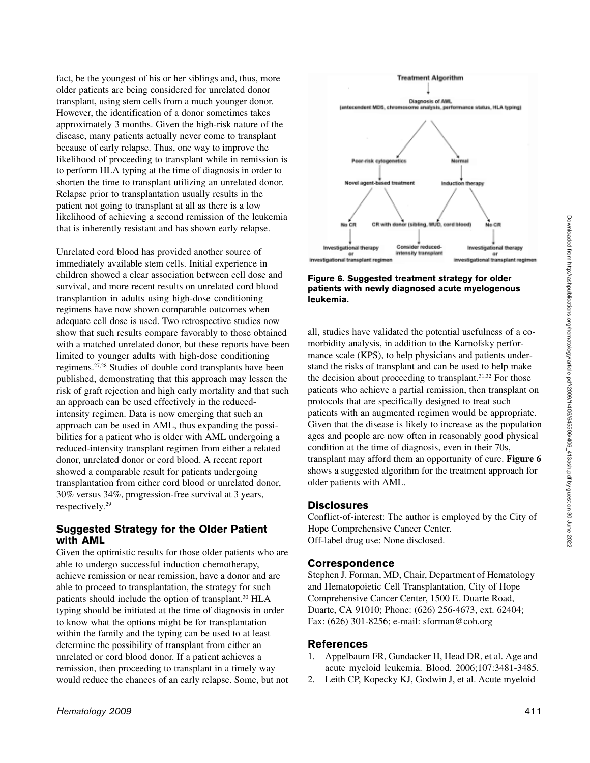fact, be the youngest of his or her siblings and, thus, more older patients are being considered for unrelated donor transplant, using stem cells from a much younger donor. However, the identification of a donor sometimes takes approximately 3 months. Given the high-risk nature of the disease, many patients actually never come to transplant because of early relapse. Thus, one way to improve the likelihood of proceeding to transplant while in remission is to perform HLA typing at the time of diagnosis in order to shorten the time to transplant utilizing an unrelated donor. Relapse prior to transplantation usually results in the patient not going to transplant at all as there is a low likelihood of achieving a second remission of the leukemia that is inherently resistant and has shown early relapse.

Unrelated cord blood has provided another source of immediately available stem cells. Initial experience in children showed a clear association between cell dose and survival, and more recent results on unrelated cord blood transplantion in adults using high-dose conditioning regimens have now shown comparable outcomes when adequate cell dose is used. Two retrospective studies now show that such results compare favorably to those obtained with a matched unrelated donor, but these reports have been limited to younger adults with high-dose conditioning regimens.[27,28] Studies of double cord transplants have been published, demonstrating that this approach may lessen the risk of graft rejection and high early mortality and that such an approach can be used effectively in the reduced-intensity regimen. Data is now emerging that such an approach can be used in AML, thus expanding the possibilities for a patient who is older with AML undergoing a reduced-intensity transplant regimen from either a related donor, unrelated donor or cord blood. A recent report showed a comparable result for patients undergoing transplantation from either cord blood or unrelated donor, 30% versus 34%, progression-free survival at 3 years, respectively.[29]

## Suggested Strategy for the Older Patient with AML

Given the optimistic results for those older patients who are able to undergo successful induction chemotherapy, achieve remission or near remission, have a donor and are able to proceed to transplantation, the strategy for such patients should include the option of transplant.[30] HLA typing should be initiated at the time of diagnosis in order to know what the options might be for transplantation within the family and the typing can be used to at least determine the possibility of transplant from either an unrelated or cord blood donor. If a patient achieves a remission, then proceeding to transplant in a timely way would reduce the chances of an early relapse. Some, but not all, studies have validated the potential usefulness of a co-morbidity analysis, in addition to the Karnofsky performance scale (KPS), to help physicians and patients understand the risks of transplant and can be used to help make the decision about proceeding to transplant.[31,32] For those patients who achieve a partial remission, then transplant on protocols that are specifically designed to treat such patients with an augmented regimen would be appropriate. Given that the disease is likely to increase as the population ages and people are now often in reasonably good physical condition at the time of diagnosis, even in their 70s, transplant may afford them an opportunity of cure. **Figure 6** shows a suggested algorithm for the treatment approach for older patients with AML.

Treatment Algorithm

Diagnosis of AML (antecendent MDS, chromosome analysis, performance status, HLA typing)

Poor-risk cytogenetics → Novel agent-based treatment → No CR → Investigational therapy or investigational transplant regimen; CR with donor (sibling, MUD, cord blood) → Consider reduced-intensity transplant

Normal → Induction therapy → CR with donor (sibling, MUD, cord blood) → Consider reduced-intensity transplant; No CR → Investigational therapy or investigational transplant regimen

**Figure 6. Suggested treatment strategy for older patients with newly diagnosed acute myelogenous leukemia.**

## Disclosures

Conflict-of-interest: The author is employed by the City of Hope Comprehensive Cancer Center.
Off-label drug use: None disclosed.

## Correspondence

Stephen J. Forman, MD, Chair, Department of Hematology and Hematopoietic Cell Transplantation, City of Hope Comprehensive Cancer Center, 1500 E. Duarte Road, Duarte, CA 91010; Phone: (626) 256-4673, ext. 62404; Fax: (626) 301-8256; e-mail: sforman@coh.org

## References

1. Appelbaum FR, Gundacker H, Head DR, et al. Age and acute myeloid leukemia. Blood. 2006;107:3481-3485.
2. Leith CP, Kopecky KJ, Godwin J, et al. Acute myeloid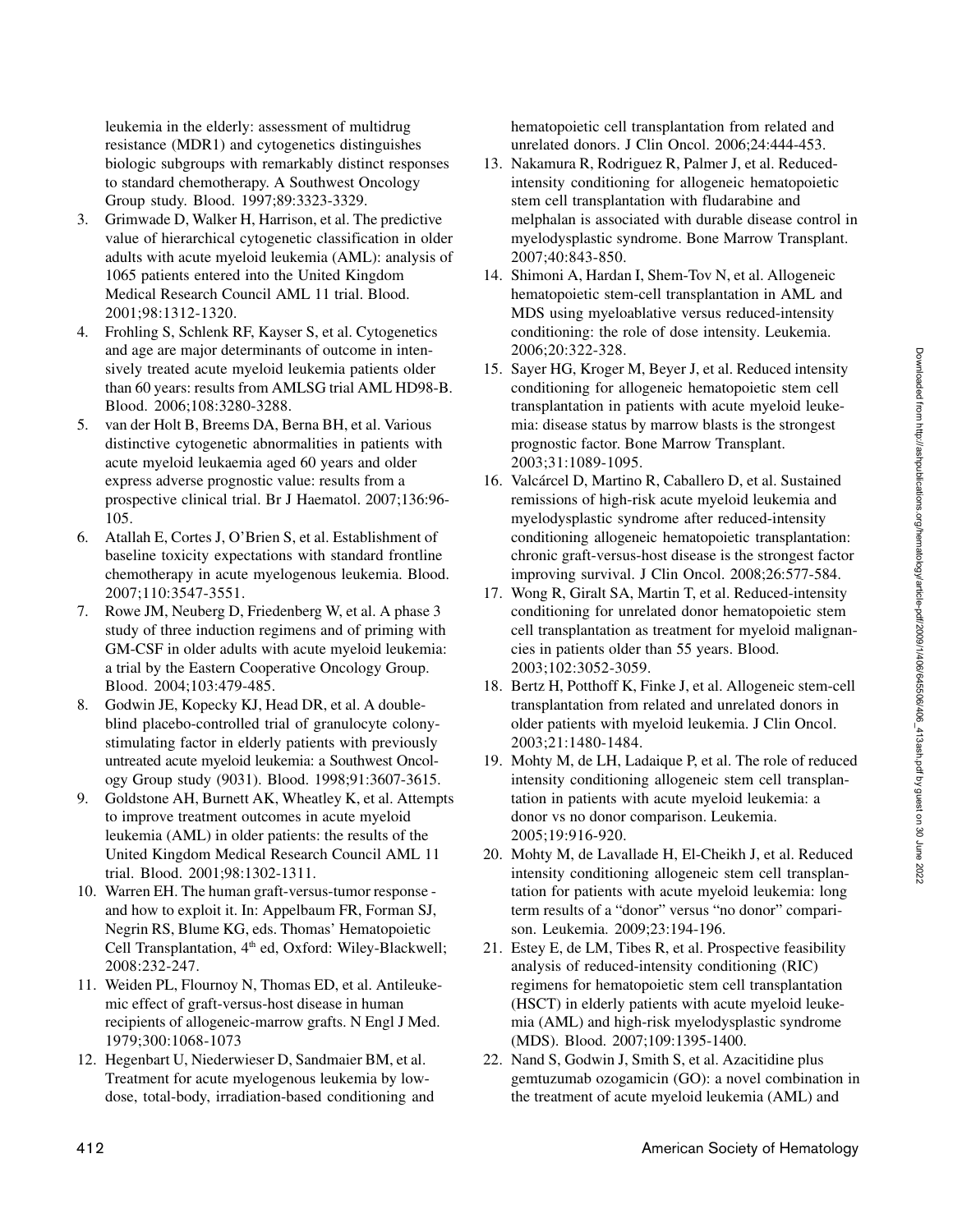leukemia in the elderly: assessment of multidrug resistance (MDR1) and cytogenetics distinguishes biologic subgroups with remarkably distinct responses to standard chemotherapy. A Southwest Oncology Group study. Blood. 1997;89:3323-3329.

3. Grimwade D, Walker H, Harrison, et al. The predictive value of hierarchical cytogenetic classification in older adults with acute myeloid leukemia (AML): analysis of 1065 patients entered into the United Kingdom Medical Research Council AML 11 trial. Blood. 2001;98:1312-1320.
4. Frohling S, Schlenk RF, Kayser S, et al. Cytogenetics and age are major determinants of outcome in intensively treated acute myeloid leukemia patients older than 60 years: results from AMLSG trial AML HD98-B. Blood. 2006;108:3280-3288.
5. van der Holt B, Breems DA, Berna BH, et al. Various distinctive cytogenetic abnormalities in patients with acute myeloid leukaemia aged 60 years and older express adverse prognostic value: results from a prospective clinical trial. Br J Haematol. 2007;136:96-105.
6. Atallah E, Cortes J, O'Brien S, et al. Establishment of baseline toxicity expectations with standard frontline chemotherapy in acute myelogenous leukemia. Blood. 2007;110:3547-3551.
7. Rowe JM, Neuberg D, Friedenberg W, et al. A phase 3 study of three induction regimens and of priming with GM-CSF in older adults with acute myeloid leukemia: a trial by the Eastern Cooperative Oncology Group. Blood. 2004;103:479-485.
8. Godwin JE, Kopecky KJ, Head DR, et al. A double-blind placebo-controlled trial of granulocyte colony-stimulating factor in elderly patients with previously untreated acute myeloid leukemia: a Southwest Oncology Group study (9031). Blood. 1998;91:3607-3615.
9. Goldstone AH, Burnett AK, Wheatley K, et al. Attempts to improve treatment outcomes in acute myeloid leukemia (AML) in older patients: the results of the United Kingdom Medical Research Council AML 11 trial. Blood. 2001;98:1302-1311.
10. Warren EH. The human graft-versus-tumor response - and how to exploit it. In: Appelbaum FR, Forman SJ, Negrin RS, Blume KG, eds. Thomas' Hematopoietic Cell Transplantation, 4th ed, Oxford: Wiley-Blackwell; 2008:232-247.
11. Weiden PL, Flournoy N, Thomas ED, et al. Antileukemic effect of graft-versus-host disease in human recipients of allogeneic-marrow grafts. N Engl J Med. 1979;300:1068-1073
12. Hegenbart U, Niederwieser D, Sandmaier BM, et al. Treatment for acute myelogenous leukemia by low-dose, total-body, irradiation-based conditioning and hematopoietic cell transplantation from related and unrelated donors. J Clin Oncol. 2006;24:444-453.
13. Nakamura R, Rodriguez R, Palmer J, et al. Reduced-intensity conditioning for allogeneic hematopoietic stem cell transplantation with fludarabine and melphalan is associated with durable disease control in myelodysplastic syndrome. Bone Marrow Transplant. 2007;40:843-850.
14. Shimoni A, Hardan I, Shem-Tov N, et al. Allogeneic hematopoietic stem-cell transplantation in AML and MDS using myeloablative versus reduced-intensity conditioning: the role of dose intensity. Leukemia. 2006;20:322-328.
15. Sayer HG, Kroger M, Beyer J, et al. Reduced intensity conditioning for allogeneic hematopoietic stem cell transplantation in patients with acute myeloid leukemia: disease status by marrow blasts is the strongest prognostic factor. Bone Marrow Transplant. 2003;31:1089-1095.
16. Valcárcel D, Martino R, Caballero D, et al. Sustained remissions of high-risk acute myeloid leukemia and myelodysplastic syndrome after reduced-intensity conditioning allogeneic hematopoietic transplantation: chronic graft-versus-host disease is the strongest factor improving survival. J Clin Oncol. 2008;26:577-584.
17. Wong R, Giralt SA, Martin T, et al. Reduced-intensity conditioning for unrelated donor hematopoietic stem cell transplantation as treatment for myeloid malignancies in patients older than 55 years. Blood. 2003;102:3052-3059.
18. Bertz H, Potthoff K, Finke J, et al. Allogeneic stem-cell transplantation from related and unrelated donors in older patients with myeloid leukemia. J Clin Oncol. 2003;21:1480-1484.
19. Mohty M, de LH, Ladaique P, et al. The role of reduced intensity conditioning allogeneic stem cell transplantation in patients with acute myeloid leukemia: a donor vs no donor comparison. Leukemia. 2005;19:916-920.
20. Mohty M, de Lavallade H, El-Cheikh J, et al. Reduced intensity conditioning allogeneic stem cell transplantation for patients with acute myeloid leukemia: long term results of a "donor" versus "no donor" comparison. Leukemia. 2009;23:194-196.
21. Estey E, de LM, Tibes R, et al. Prospective feasibility analysis of reduced-intensity conditioning (RIC) regimens for hematopoietic stem cell transplantation (HSCT) in elderly patients with acute myeloid leukemia (AML) and high-risk myelodysplastic syndrome (MDS). Blood. 2007;109:1395-1400.
22. Nand S, Godwin J, Smith S, et al. Azacitidine plus gemtuzumab ozogamicin (GO): a novel combination in the treatment of acute myeloid leukemia (AML) and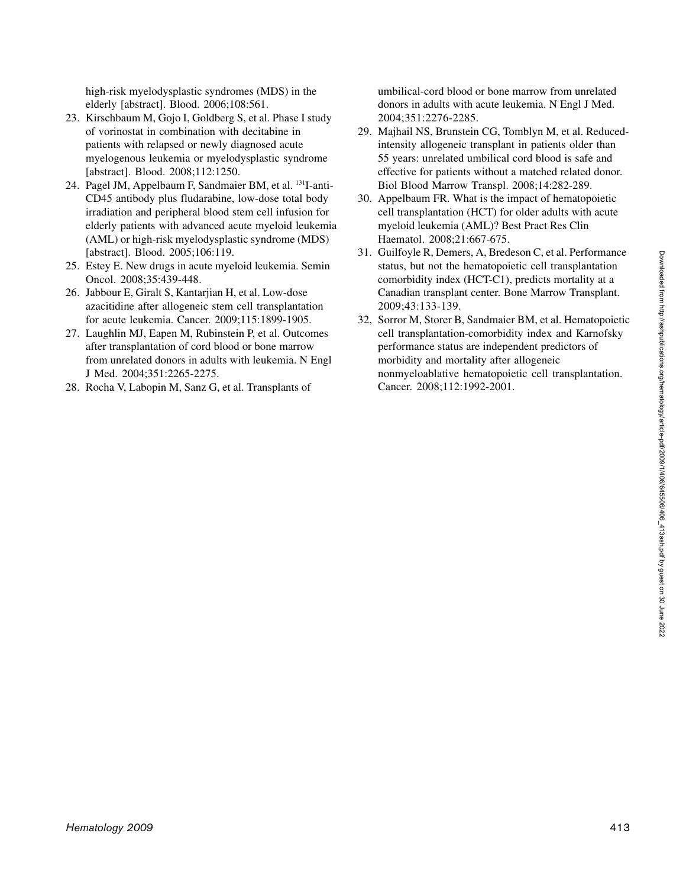high-risk myelodysplastic syndromes (MDS) in the elderly [abstract]. Blood. 2006;108:561.

23. Kirschbaum M, Gojo I, Goldberg S, et al. Phase I study of vorinostat in combination with decitabine in patients with relapsed or newly diagnosed acute myelogenous leukemia or myelodysplastic syndrome [abstract]. Blood. 2008;112:1250.
24. Pagel JM, Appelbaum F, Sandmaier BM, et al. $^{131}$I-anti-CD45 antibody plus fludarabine, low-dose total body irradiation and peripheral blood stem cell infusion for elderly patients with advanced acute myeloid leukemia (AML) or high-risk myelodysplastic syndrome (MDS) [abstract]. Blood. 2005;106:119.
25. Estey E. New drugs in acute myeloid leukemia. Semin Oncol. 2008;35:439-448.
26. Jabbour E, Giralt S, Kantarjian H, et al. Low-dose azacitidine after allogeneic stem cell transplantation for acute leukemia. Cancer. 2009;115:1899-1905.
27. Laughlin MJ, Eapen M, Rubinstein P, et al. Outcomes after transplantation of cord blood or bone marrow from unrelated donors in adults with leukemia. N Engl J Med. 2004;351:2265-2275.
28. Rocha V, Labopin M, Sanz G, et al. Transplants of umbilical-cord blood or bone marrow from unrelated donors in adults with acute leukemia. N Engl J Med. 2004;351:2276-2285.
29. Majhail NS, Brunstein CG, Tomblyn M, et al. Reduced-intensity allogeneic transplant in patients older than 55 years: unrelated umbilical cord blood is safe and effective for patients without a matched related donor. Biol Blood Marrow Transpl. 2008;14:282-289.
30. Appelbaum FR. What is the impact of hematopoietic cell transplantation (HCT) for older adults with acute myeloid leukemia (AML)? Best Pract Res Clin Haematol. 2008;21:667-675.
31. Guilfoyle R, Demers, A, Bredeson C, et al. Performance status, but not the hematopoietic cell transplantation comorbidity index (HCT-C1), predicts mortality at a Canadian transplant center. Bone Marrow Transplant. 2009;43:133-139.
32, Sorror M, Storer B, Sandmaier BM, et al. Hematopoietic cell transplantation-comorbidity index and Karnofsky performance status are independent predictors of morbidity and mortality after allogeneic nonmyeloablative hematopoietic cell transplantation. Cancer. 2008;112:1992-2001.